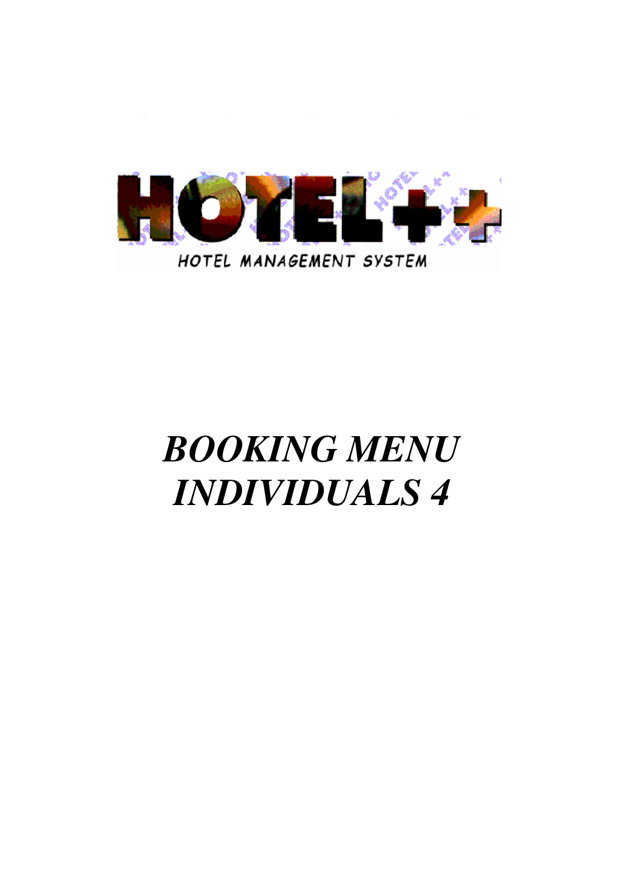HOTEL++

HOTEL MANAGEMENT SYSTEM

# *BOOKING MENU INDIVIDUALS 4*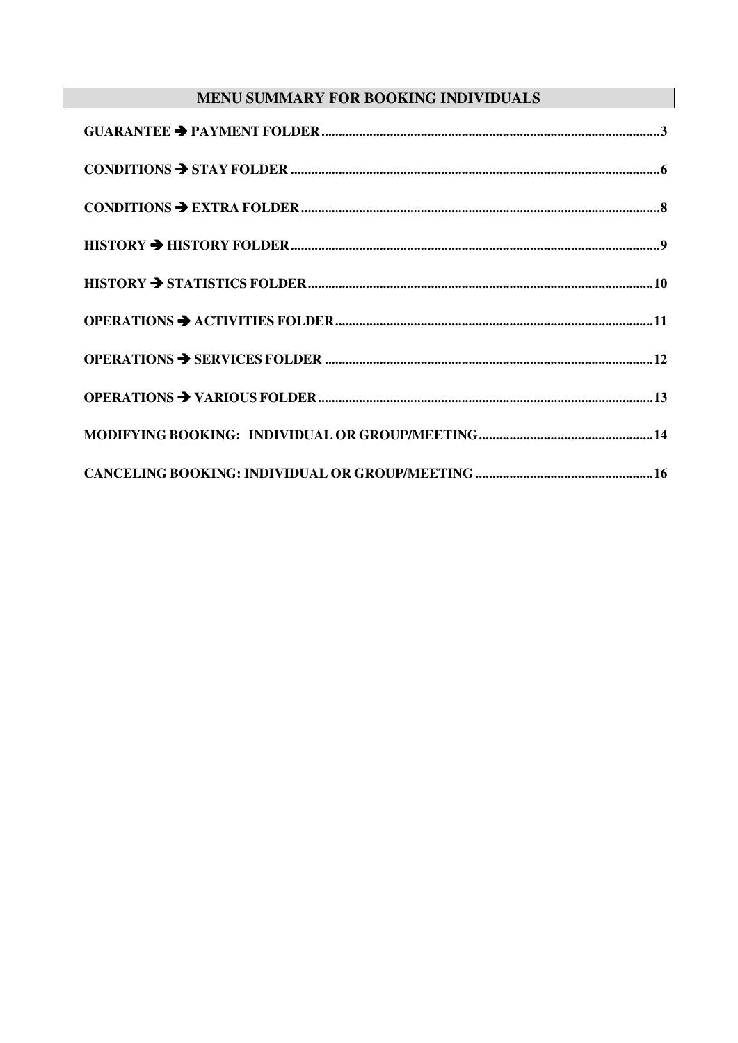# MENU SUMMARY FOR BOOKING INDIVIDUALS

**GUARANTEE → PAYMENT FOLDER** .......... 3

**CONDITIONS → STAY FOLDER** .......... 6

**CONDITIONS → EXTRA FOLDER** .......... 8

**HISTORY → HISTORY FOLDER** .......... 9

**HISTORY → STATISTICS FOLDER** .......... 10

**OPERATIONS → ACTIVITIES FOLDER** .......... 11

**OPERATIONS → SERVICES FOLDER** .......... 12

**OPERATIONS → VARIOUS FOLDER** .......... 13

**MODIFYING BOOKING: INDIVIDUAL OR GROUP/MEETING** .......... 14

**CANCELING BOOKING: INDIVIDUAL OR GROUP/MEETING** .......... 16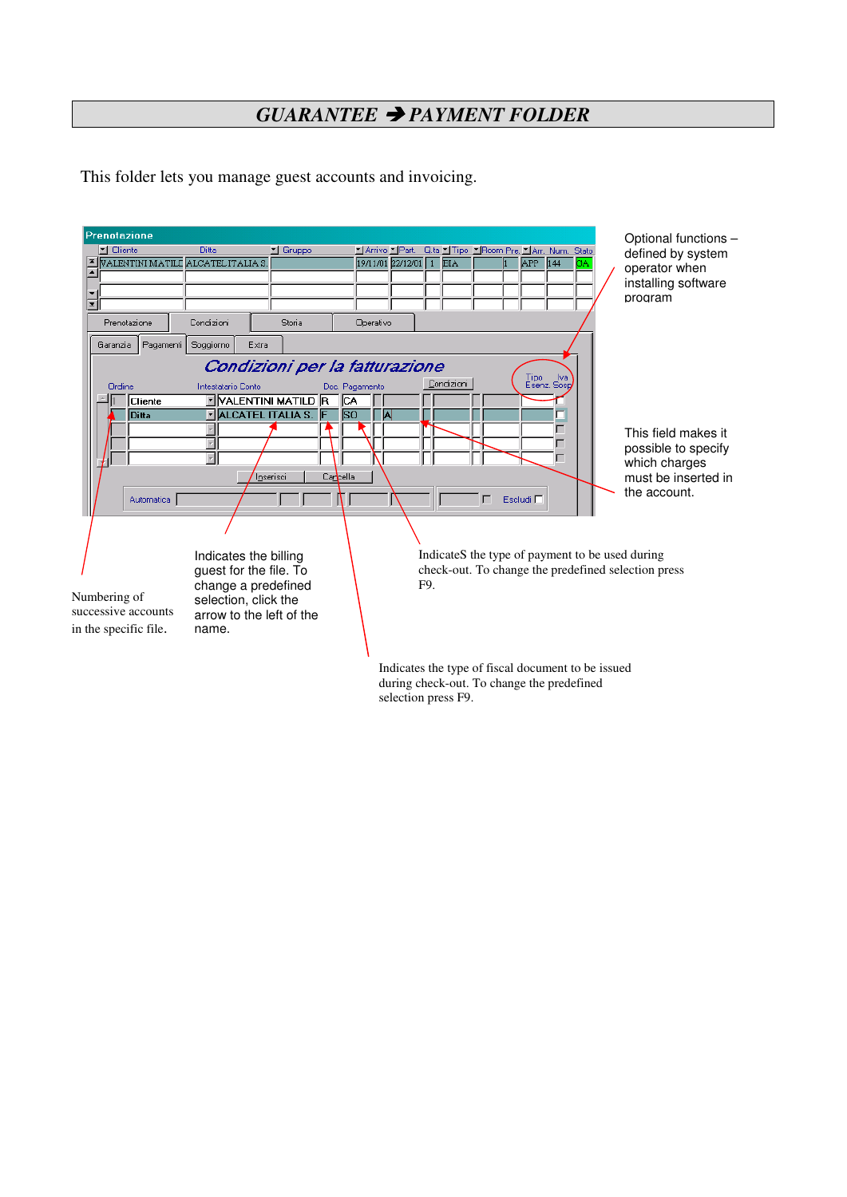## *GUARANTEE ➔ PAYMENT FOLDER*

This folder lets you manage guest accounts and invoicing.

Optional functions – defined by system operator when installing software program

This field makes it possible to specify which charges must be inserted in the account.

Indicates the billing guest for the file. To change a predefined selection, click the arrow to the left of the name.

IndicateS the type of payment to be used during check-out. To change the predefined selection press F9.

Numbering of successive accounts in the specific file.

Indicates the type of fiscal document to be issued during check-out. To change the predefined selection press F9.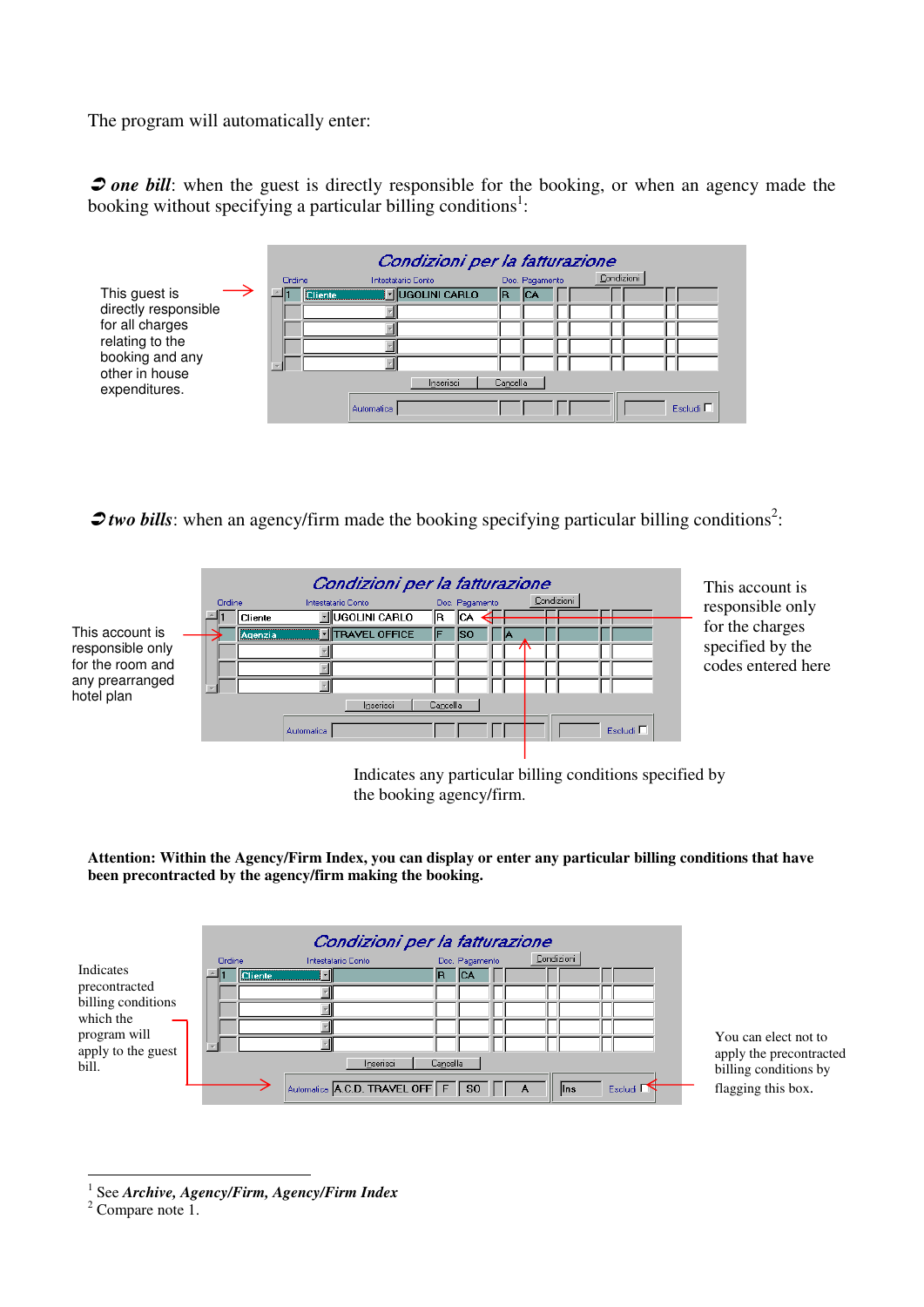The program will automatically enter:

➲ ***one bill***: when the guest is directly responsible for the booking, or when an agency made the booking without specifying a particular billing conditions[1]:

This guest is directly responsible for all charges relating to the booking and any other in house expenditures.

**Condizioni per la fatturazione**

| Ordine | Intestatario Conto | | Doc. | Pagamento | Condizioni |
|---|---|---|---|---|---|
| 1 | Cliente | UGOLINI CARLO | R | CA | |

Inserisci | Cancella

Automatica | Escludi

➲ ***two bills***: when an agency/firm made the booking specifying particular billing conditions[2]:

This account is responsible only for the room and any prearranged hotel plan

This account is responsible only for the charges specified by the codes entered here

**Condizioni per la fatturazione**

| Ordine | Intestatario Conto | | Doc. | Pagamento | Condizioni |
|---|---|---|---|---|---|
| 1 | Cliente | UGOLINI CARLO | R | CA | |
| | Agenzia | TRAVEL OFFICE | F | SO | A |

Inserisci | Cancella

Automatica | Escludi

Indicates any particular billing conditions specified by the booking agency/firm.

**Attention: Within the Agency/Firm Index, you can display or enter any particular billing conditions that have been precontracted by the agency/firm making the booking.**

Indicates precontracted billing conditions which the program will apply to the guest bill.

**Condizioni per la fatturazione**

| Ordine | Intestatario Conto | | Doc. | Pagamento | Condizioni |
|---|---|---|---|---|---|
| 1 | Cliente | | R | CA | |

Inserisci | Cancella

Automatica | A.C.D. TRAVEL OFF | F | SO | A | Ins | Escludi

You can elect not to apply the precontracted billing conditions by flagging this box.

---

[1] See ***Archive, Agency/Firm, Agency/Firm Index***

[2] Compare note 1.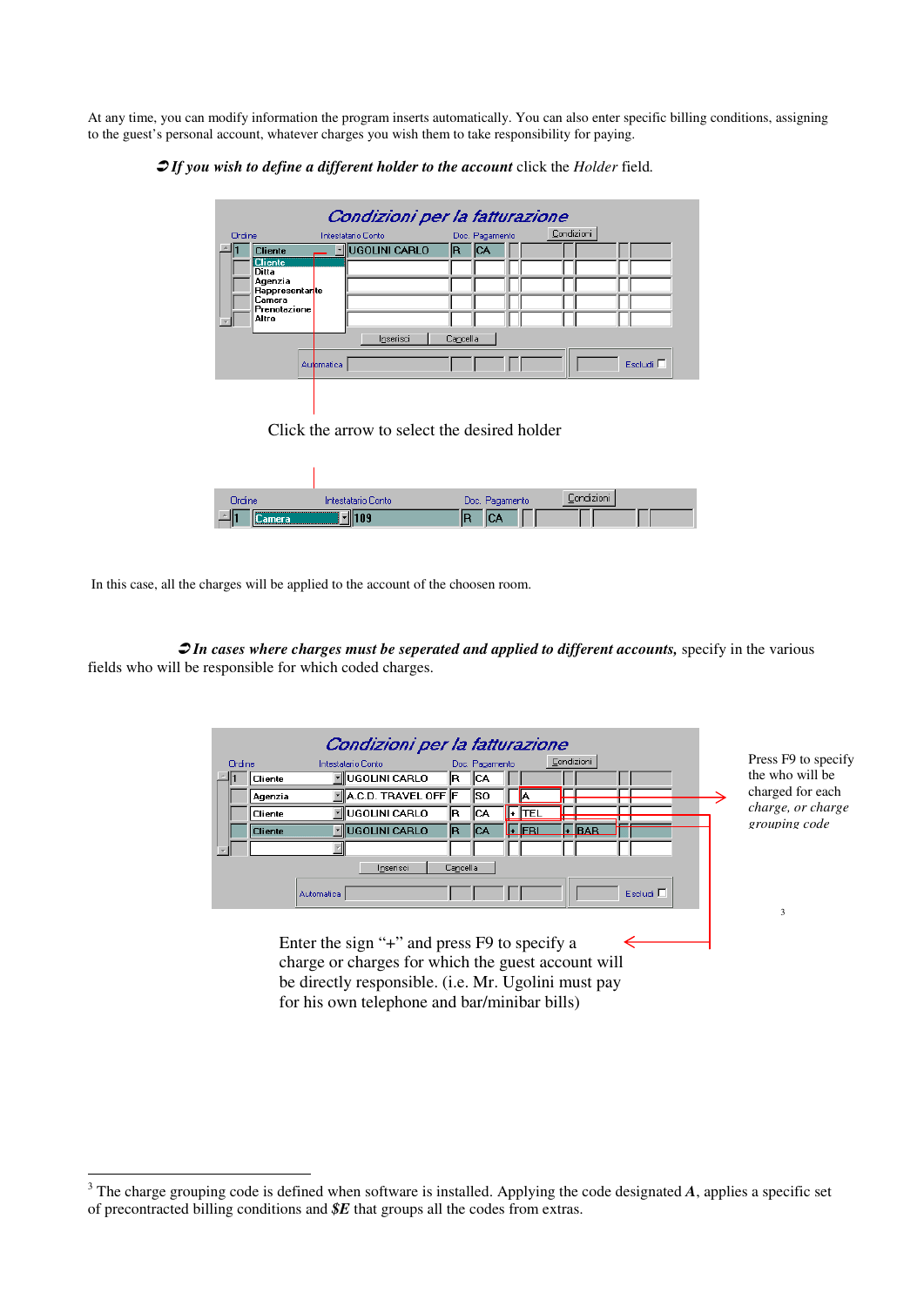At any time, you can modify information the program inserts automatically. You can also enter specific billing conditions, assigning to the guest's personal account, whatever charges you wish them to take responsibility for paying.

➲ ***If you wish to define a different holder to the account*** click the *Holder* field.

Click the arrow to select the desired holder

In this case, all the charges will be applied to the account of the choosen room.

➲ ***In cases where charges must be seperated and applied to different accounts,*** specify in the various fields who will be responsible for which coded charges.

Press F9 to specify the who will be charged for each *charge, or charge grouping code*[3]

Enter the sign "+" and press F9 to specify a charge or charges for which the guest account will be directly responsible. (i.e. Mr. Ugolini must pay for his own telephone and bar/minibar bills)

---

[3] The charge grouping code is defined when software is installed. Applying the code designated ***A***, applies a specific set of precontracted billing conditions and ***$E*** that groups all the codes from extras.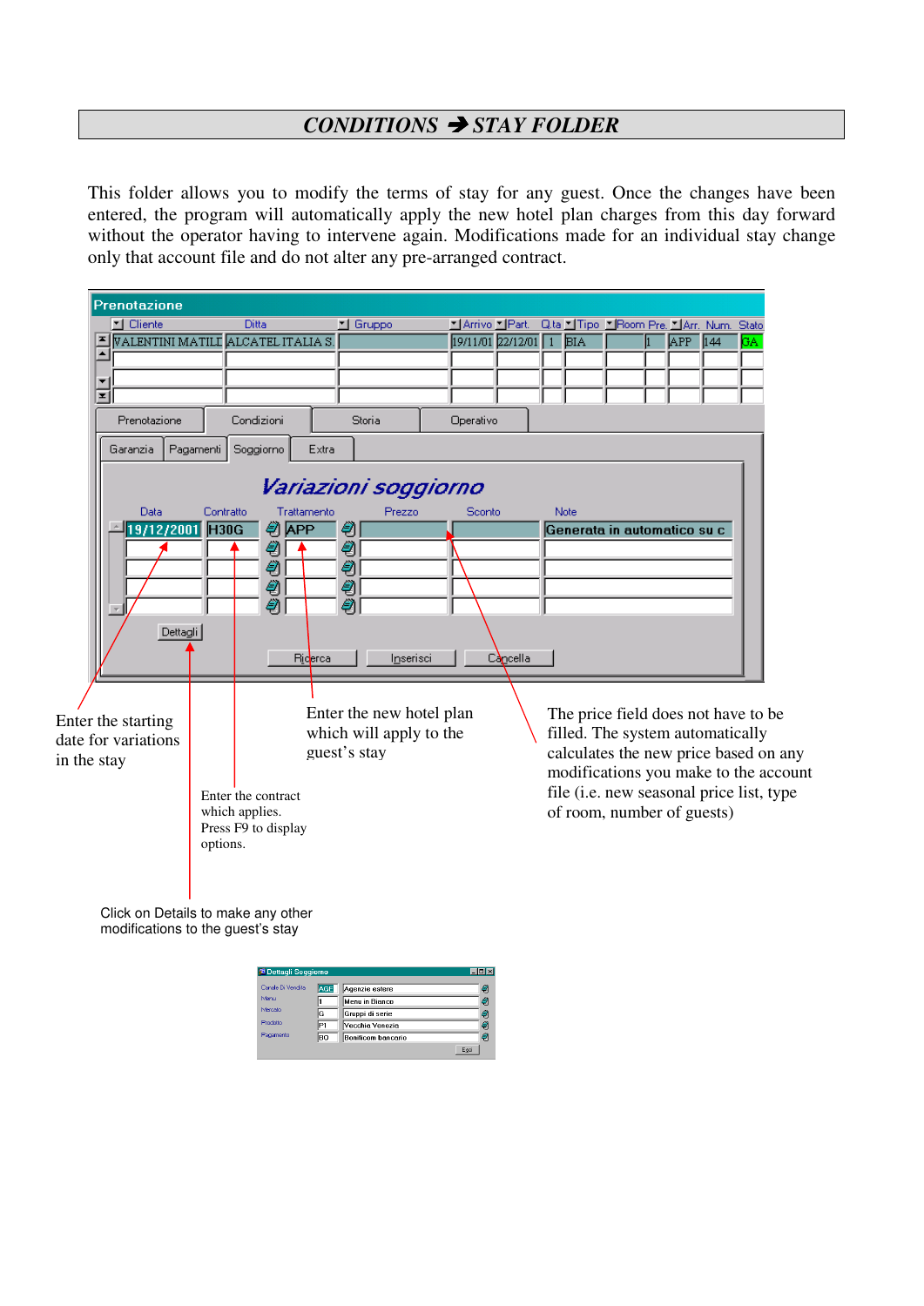# CONDITIONS ➔ STAY FOLDER

This folder allows you to modify the terms of stay for any guest. Once the changes have been entered, the program will automatically apply the new hotel plan charges from this day forward without the operator having to intervene again. Modifications made for an individual stay change only that account file and do not alter any pre-arranged contract.

Enter the starting date for variations in the stay

Enter the new hotel plan which will apply to the guest's stay

The price field does not have to be filled. The system automatically calculates the new price based on any modifications you make to the account file (i.e. new seasonal price list, type of room, number of guests)

Enter the contract which applies. Press F9 to display options.

Click on Details to make any other modifications to the guest's stay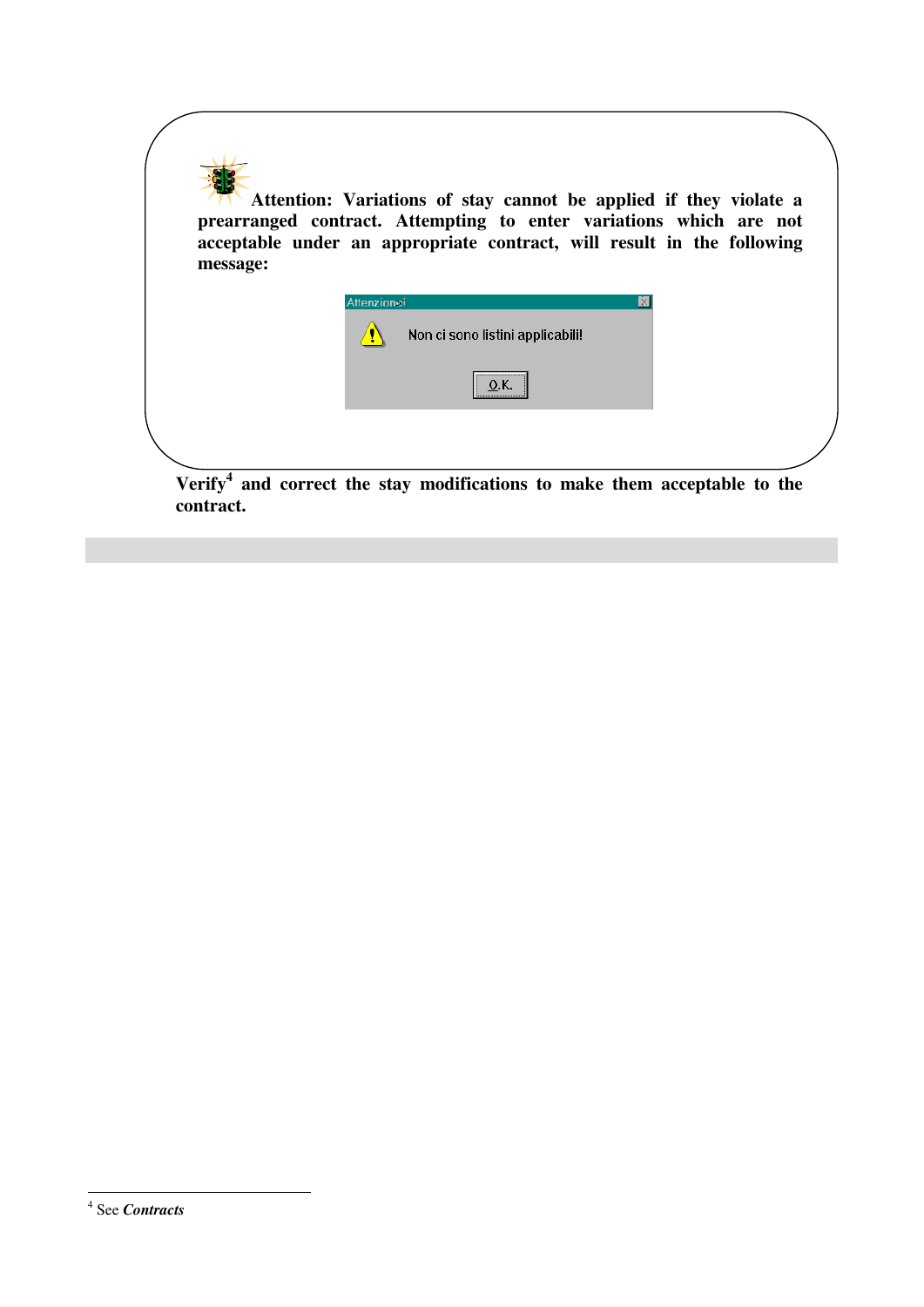**Attention: Variations of stay cannot be applied if they violate a prearranged contract. Attempting to enter variations which are not acceptable under an appropriate contract, will result in the following message:**

Attenzione!

Non ci sono listini applicabili!

O.K.

**Verify[4] and correct the stay modifications to make them acceptable to the contract.**

---

[4] See ***Contracts***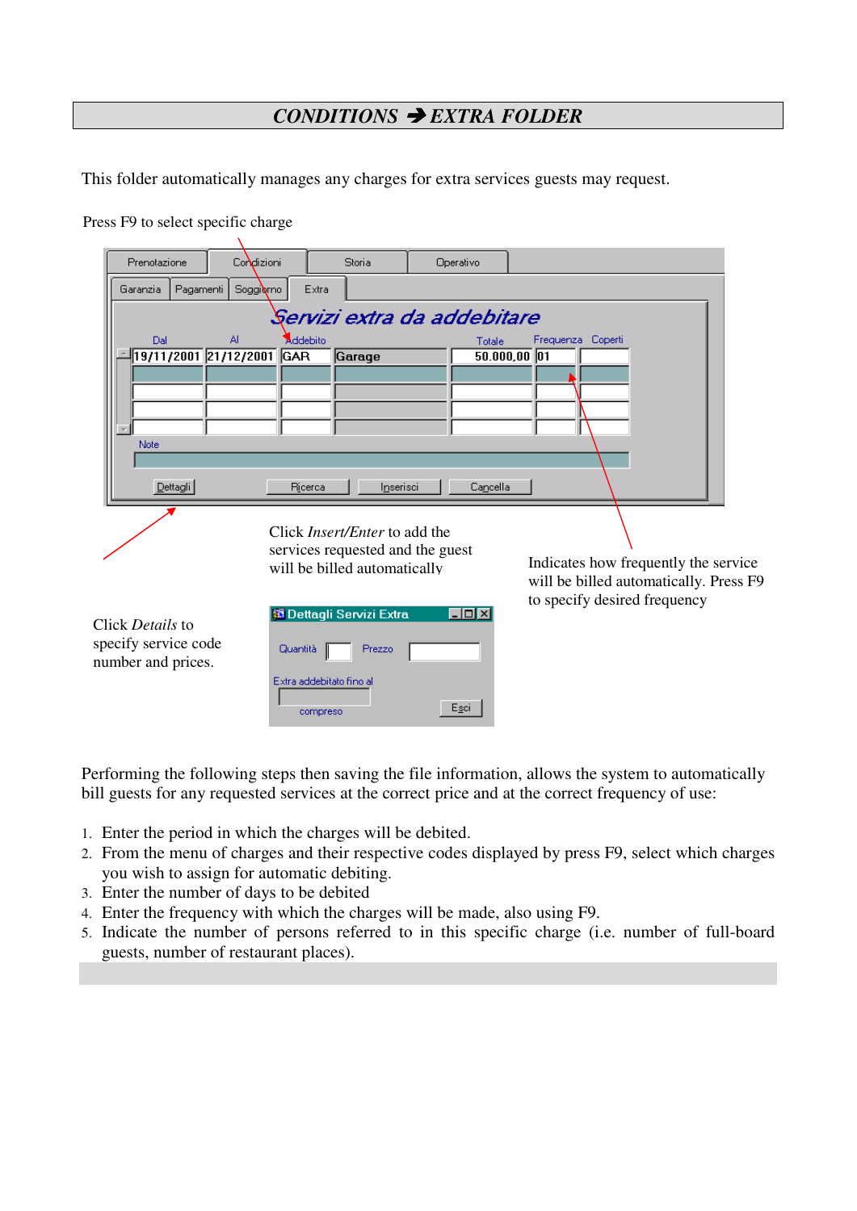## *CONDITIONS* ➔ *EXTRA FOLDER*

This folder automatically manages any charges for extra services guests may request.

Press F9 to select specific charge

Click *Insert/Enter* to add the services requested and the guest will be billed automatically

Indicates how frequently the service will be billed automatically. Press F9 to specify desired frequency

Click *Details* to specify service code number and prices.

Performing the following steps then saving the file information, allows the system to automatically bill guests for any requested services at the correct price and at the correct frequency of use:

1. Enter the period in which the charges will be debited.
2. From the menu of charges and their respective codes displayed by press F9, select which charges you wish to assign for automatic debiting.
3. Enter the number of days to be debited
4. Enter the frequency with which the charges will be made, also using F9.
5. Indicate the number of persons referred to in this specific charge (i.e. number of full-board guests, number of restaurant places).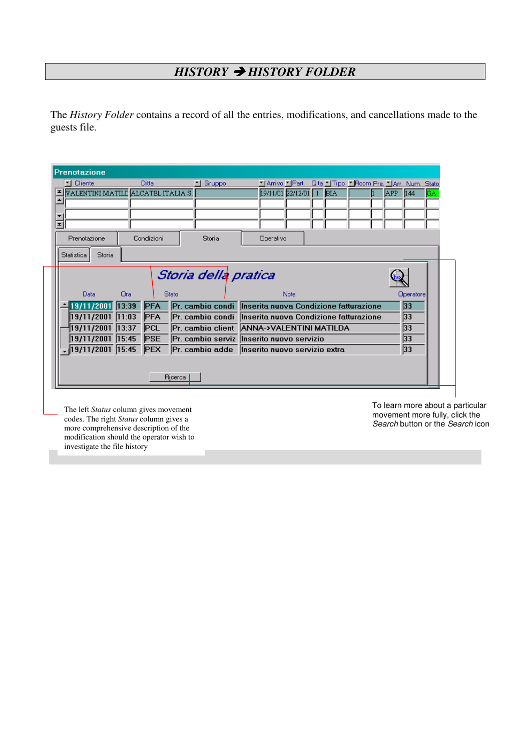## *HISTORY* ➔ *HISTORY FOLDER*

The *History Folder* contains a record of all the entries, modifications, and cancellations made to the guests file.

**Prenotazione**

| Cliente | Ditta | Gruppo | Arrivo | Part. | Q.ta | Tipo | Room | Pre. | Arr. | Num. | Stato |
|---|---|---|---|---|---|---|---|---|---|---|---|
| VALENTINI MATILI | ALCATEL ITALIA S. | | 19/11/01 | 22/12/01 | 1 | BIA | | 1 | APP | 144 | GA |

Prenotazione | Condizioni | Storia | Operativo

Statistica | Storia

*Storia della pratica*

| Data | Ora | Stato | | Note | Operatore |
|---|---|---|---|---|---|
| 19/11/2001 | 13:39 | PFA | Pr. cambio condi | Inserita nuova Condizione fatturazione | 33 |
| 19/11/2001 | 11:03 | PFA | Pr. cambio condi | Inserita nuova Condizione fatturazione | 33 |
| 19/11/2001 | 13:37 | PCL | Pr. cambio client | ANNA->VALENTINI MATILDA | 33 |
| 19/11/2001 | 15:45 | PSE | Pr. cambio serviz | Inserito nuovo servizio | 33 |
| 19/11/2001 | 15:45 | PEX | Pr. cambio adde | Inserito nuovo servizio extra | 33 |

Ricerca

The left *Status* column gives movement codes. The right *Status* column gives a more comprehensive description of the modification should the operator wish to investigate the file history

To learn more about a particular movement more fully, click the *Search* button or the *Search* icon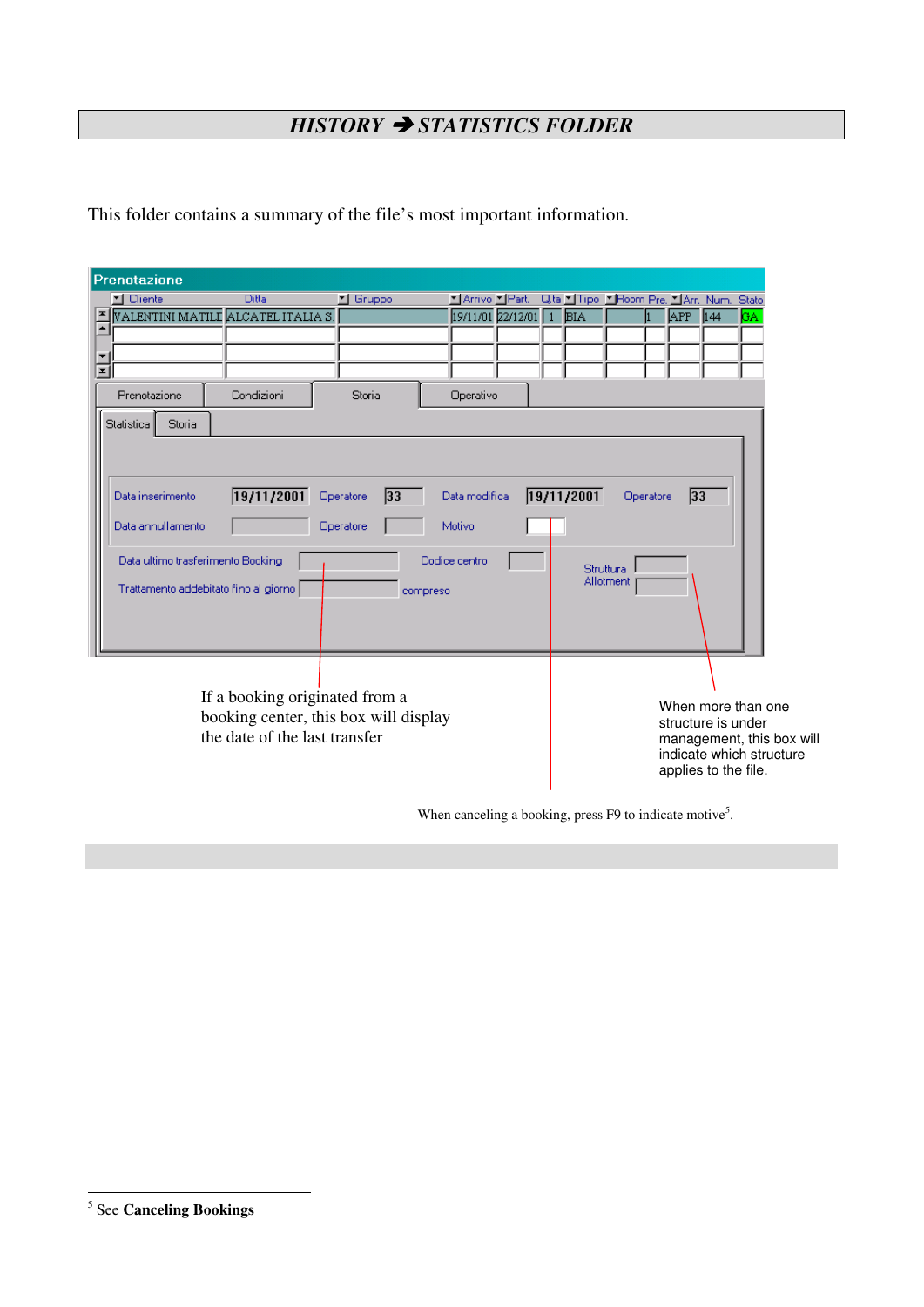# *HISTORY ➔ STATISTICS FOLDER*

This folder contains a summary of the file's most important information.

If a booking originated from a booking center, this box will display the date of the last transfer

When more than one structure is under management, this box will indicate which structure applies to the file.

When canceling a booking, press F9 to indicate motive[5].

---

[5] See **Canceling Bookings**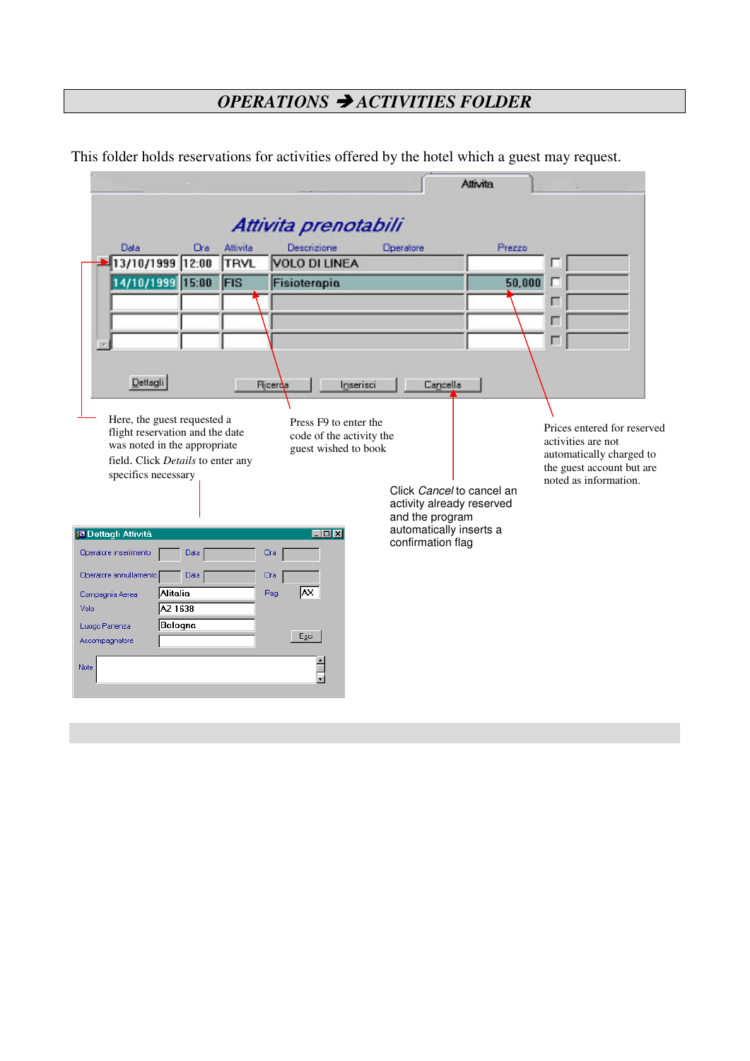# *OPERATIONS* ➔ *ACTIVITIES FOLDER*

This folder holds reservations for activities offered by the hotel which a guest may request.

Attivita

*Attivita prenotabili*

| Data | Ora | Attivita | Descrizione | Operatore | Prezzo |
|---|---|---|---|---|---|
| 13/10/1999 | 12:00 | TRVL | VOLO DI LINEA | | |
| 14/10/1999 | 15:00 | FIS | Fisioterapia | | 50,000 |

Dettagli | Ricerca | Inserisci | Cancella

Here, the guest requested a flight reservation and the date was noted in the appropriate field. Click *Details* to enter any specifics necessary

Press F9 to enter the code of the activity the guest wished to book

Click *Cancel* to cancel an activity already reserved and the program automatically inserts a confirmation flag

Prices entered for reserved activities are not automatically charged to the guest account but are noted as information.

**Dettagli Attività**

| | | | | | |
|---|---|---|---|---|---|
| Operatore inserimento | | Data | | Ora | |
| Operatore annullamento | | Data | | Ora | |
| Compagnia Aerea | Alitalia | | | Pag. | AX |
| Volo | AZ 1638 | | | | |
| Luogo Partenza | Bologna | | | | |
| Accompagnatore | | | | | Esci |
| Note | | | | | |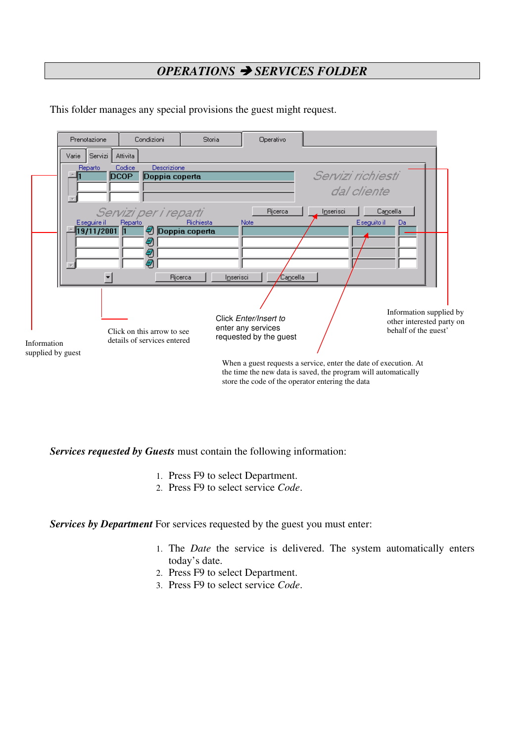# *OPERATIONS ➔ SERVICES FOLDER*

This folder manages any special provisions the guest might request.

Prenotazione | Condizioni | Storia | Operativo

Varie | Servizi | Attivita

| Reparto | Codice | Descrizione |
|---|---|---|
| 1 | DCOP | Doppia coperta |

Servizi richiesti dal cliente

Servizi per i reparti

Ricerca | Inserisci | Cancella

| Eseguire il | Reparto | Richiesta | Note | Eseguito il | Da |
|---|---|---|---|---|---|
| 19/11/2001 | 1 | Doppia coperta | | | |

Ricerca | Inserisci | Cancella

Information supplied by guest

Click on this arrow to see details of services entered

Click *Enter/Insert to* enter any services requested by the guest

Information supplied by other interested party on behalf of the guest'

When a guest requests a service, enter the date of execution. At the time the new data is saved, the program will automatically store the code of the operator entering the data

***Services requested by Guests*** must contain the following information:

1. Press F9 to select Department.
2. Press F9 to select service *Code*.

***Services by Department*** For services requested by the guest you must enter:

1. The *Date* the service is delivered. The system automatically enters today's date.
2. Press F9 to select Department.
3. Press F9 to select service *Code*.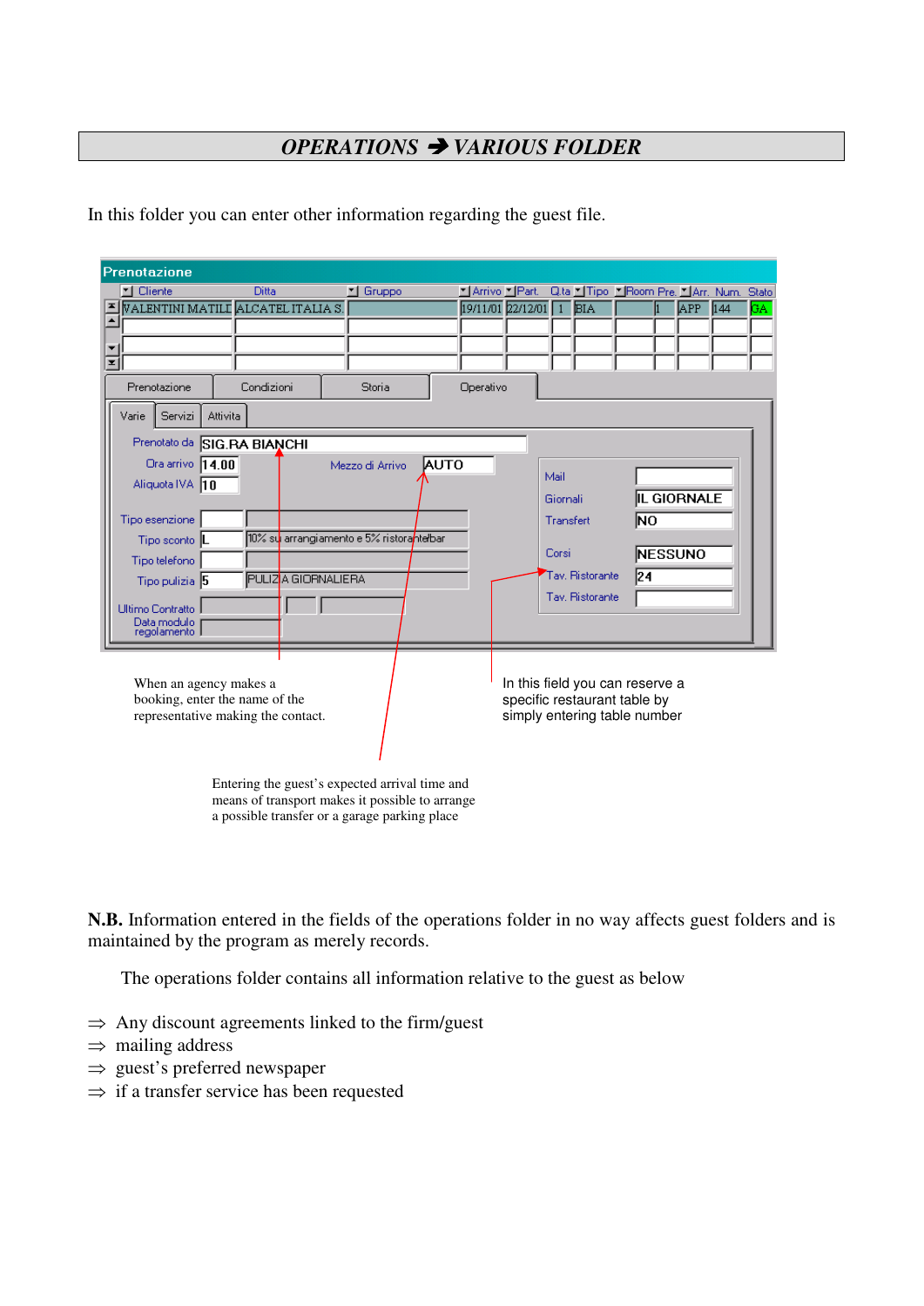# *OPERATIONS ➔ VARIOUS FOLDER*

In this folder you can enter other information regarding the guest file.

When an agency makes a booking, enter the name of the representative making the contact.

In this field you can reserve a specific restaurant table by simply entering table number

Entering the guest's expected arrival time and means of transport makes it possible to arrange a possible transfer or a garage parking place

**N.B.** Information entered in the fields of the operations folder in no way affects guest folders and is maintained by the program as merely records.

The operations folder contains all information relative to the guest as below

⇒ Any discount agreements linked to the firm/guest
⇒ mailing address
⇒ guest's preferred newspaper
⇒ if a transfer service has been requested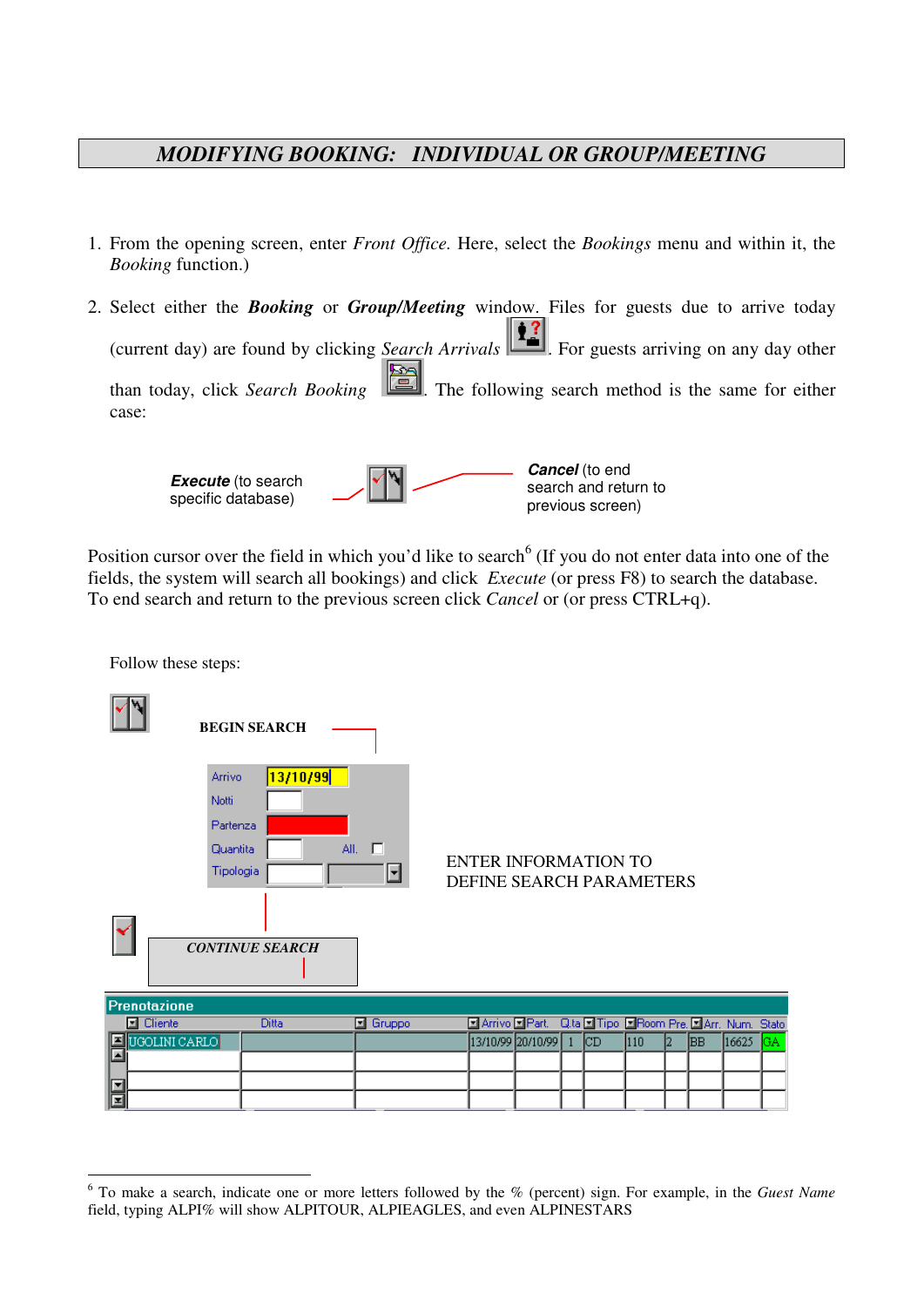# *MODIFYING BOOKING: INDIVIDUAL OR GROUP/MEETING*

1. From the opening screen, enter *Front Office*. Here, select the *Bookings* menu and within it, the *Booking* function.)

2. Select either the ***Booking*** or ***Group/Meeting*** window. Files for guests due to arrive today (current day) are found by clicking *Search Arrivals*. For guests arriving on any day other than today, click *Search Booking*. The following search method is the same for either case:

***Execute*** (to search specific database)

***Cancel*** (to end search and return to previous screen)

Position cursor over the field in which you'd like to search[6] (If you do not enter data into one of the fields, the system will search all bookings) and click *Execute* (or press F8) to search the database. To end search and return to the previous screen click *Cancel* or (or press CTRL+q).

Follow these steps:

**BEGIN SEARCH**

| | |
|---|---|
| Arrivo | 13/10/99 |
| Notti | |
| Partenza | |
| Quantita | All. |
| Tipologia | |

ENTER INFORMATION TO DEFINE SEARCH PARAMETERS

***CONTINUE SEARCH***

**Prenotazione**

| Cliente | Ditta | Gruppo | Arrivo | Part. | Q.ta | Tipo | Room | Pre. | Arr. | Num. | Stato |
|---|---|---|---|---|---|---|---|---|---|---|---|
| UGOLINI CARLO | | | 13/10/99 | 20/10/99 | 1 | CD | 110 | 2 | BB | 16625 | GA |

---

[6] To make a search, indicate one or more letters followed by the % (percent) sign. For example, in the *Guest Name* field, typing ALPI% will show ALPITOUR, ALPIEAGLES, and even ALPINESTARS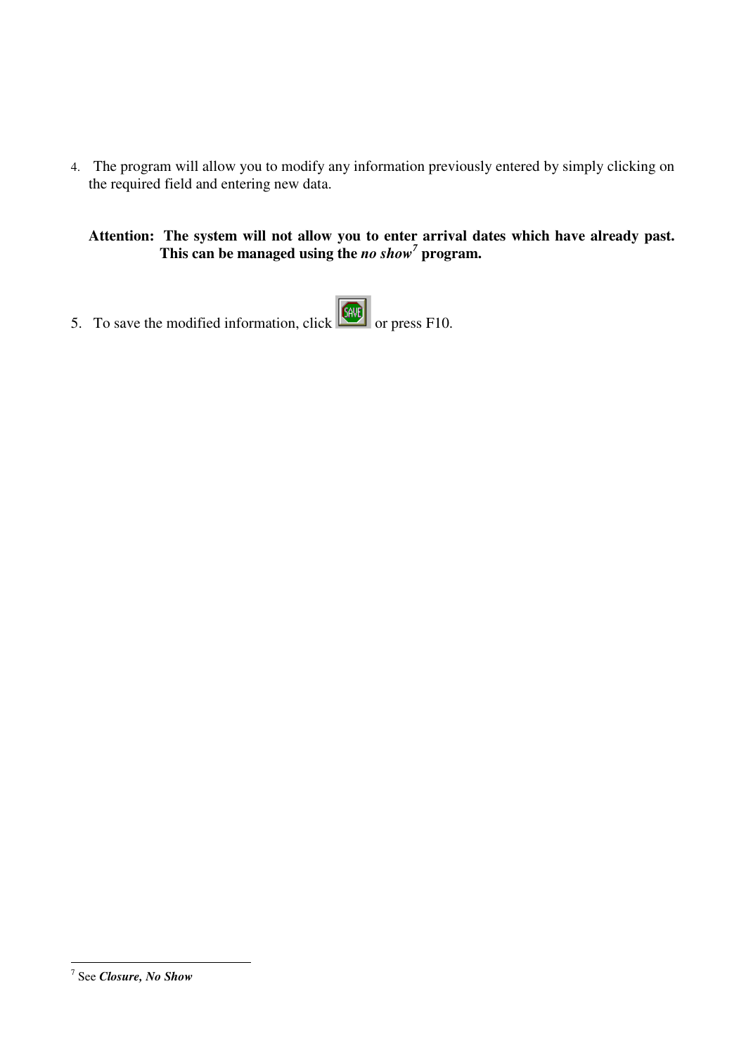4. The program will allow you to modify any information previously entered by simply clicking on the required field and entering new data.

   **Attention: The system will not allow you to enter arrival dates which have already past. This can be managed using the *no show*[7] program.**

5. To save the modified information, click SAVE or press F10.

---

[7] See ***Closure, No Show***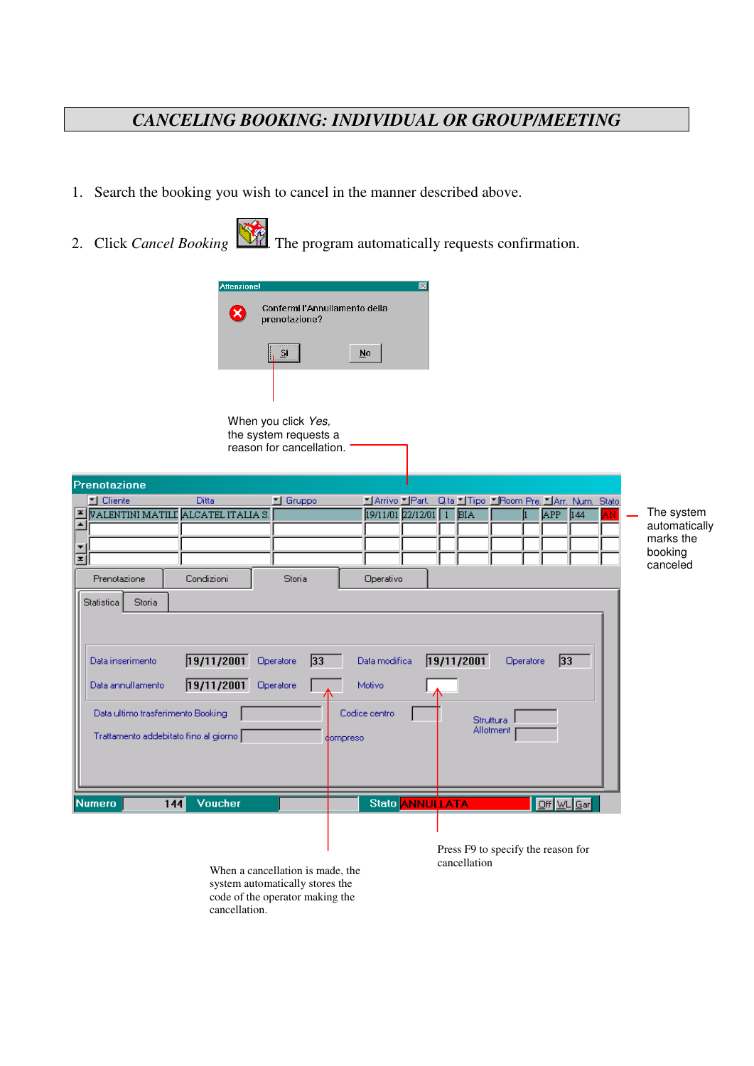# CANCELING BOOKING: INDIVIDUAL OR GROUP/MEETING

1. Search the booking you wish to cancel in the manner described above.

2. Click *Cancel Booking* . The program automatically requests confirmation.

Attenzione!

Confermi l'Annullamento della prenotazione?

Si No

When you click *Yes*, the system requests a reason for cancellation.

The system automatically marks the booking canceled

When a cancellation is made, the system automatically stores the code of the operator making the cancellation.

Press F9 to specify the reason for cancellation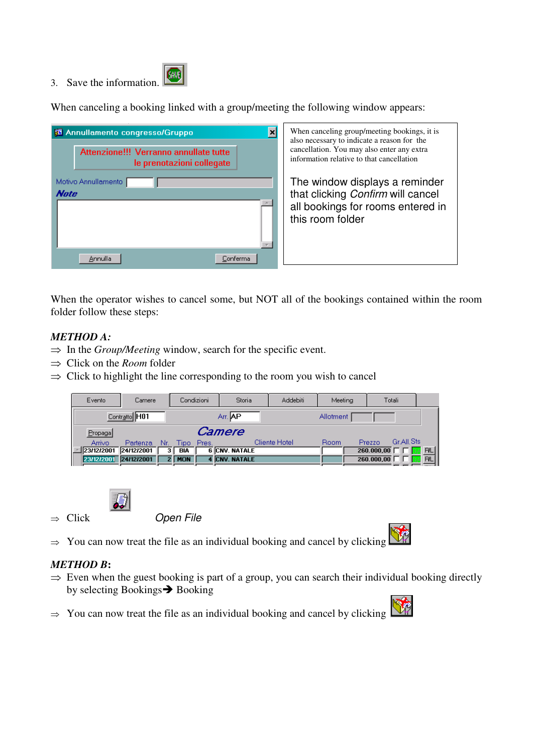3. Save the information.

When canceling a booking linked with a group/meeting the following window appears:

When canceling group/meeting bookings, it is also necessary to indicate a reason for the cancellation. You may also enter any extra information relative to that cancellation

The window displays a reminder that clicking *Confirm* will cancel all bookings for rooms entered in this room folder

When the operator wishes to cancel some, but NOT all of the bookings contained within the room folder follow these steps:

***METHOD A:***

⇒ In the *Group/Meeting* window, search for the specific event.

⇒ Click on the *Room* folder

⇒ Click to highlight the line corresponding to the room you wish to cancel

⇒ Click *Open File*

⇒ You can now treat the file as an individual booking and cancel by clicking

***METHOD B*:**

⇒ Even when the guest booking is part of a group, you can search their individual booking directly by selecting Bookings➔ Booking

⇒ You can now treat the file as an individual booking and cancel by clicking